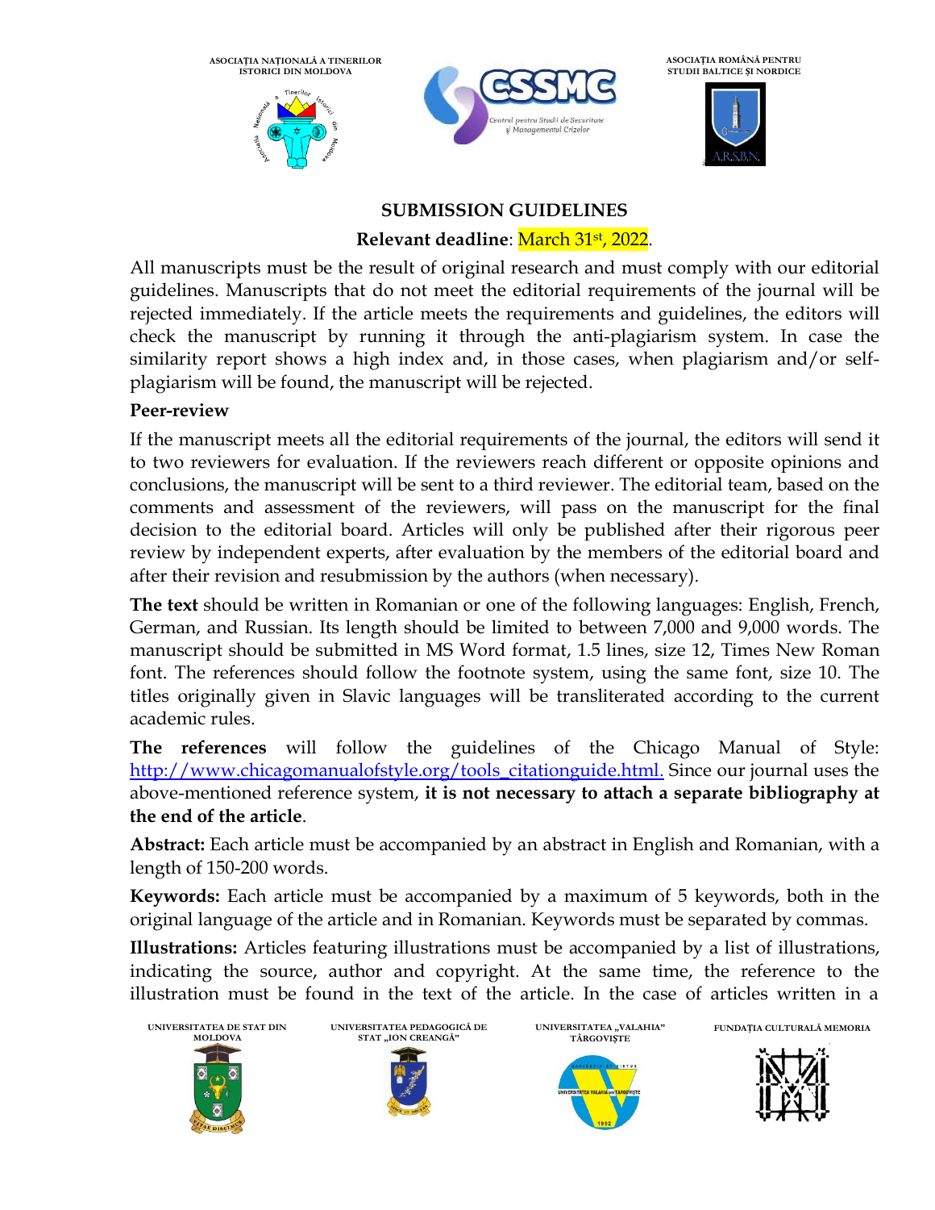ASOCIAȚIA NAȚIONALĂ A TINERILOR ISTORICI DIN MOLDOVA

ASOCIAȚIA ROMÂNĂ PENTRU STUDII BALTICE ȘI NORDICE

## SUBMISSION GUIDELINES

**Relevant deadline**: March 31st, 2022.

All manuscripts must be the result of original research and must comply with our editorial guidelines. Manuscripts that do not meet the editorial requirements of the journal will be rejected immediately. If the article meets the requirements and guidelines, the editors will check the manuscript by running it through the anti-plagiarism system. In case the similarity report shows a high index and, in those cases, when plagiarism and/or self-plagiarism will be found, the manuscript will be rejected.

**Peer-review**

If the manuscript meets all the editorial requirements of the journal, the editors will send it to two reviewers for evaluation. If the reviewers reach different or opposite opinions and conclusions, the manuscript will be sent to a third reviewer. The editorial team, based on the comments and assessment of the reviewers, will pass on the manuscript for the final decision to the editorial board. Articles will only be published after their rigorous peer review by independent experts, after evaluation by the members of the editorial board and after their revision and resubmission by the authors (when necessary).

**The text** should be written in Romanian or one of the following languages: English, French, German, and Russian. Its length should be limited to between 7,000 and 9,000 words. The manuscript should be submitted in MS Word format, 1.5 lines, size 12, Times New Roman font. The references should follow the footnote system, using the same font, size 10. The titles originally given in Slavic languages will be transliterated according to the current academic rules.

**The references** will follow the guidelines of the Chicago Manual of Style: http://www.chicagomanualofstyle.org/tools_citationguide.html. Since our journal uses the above-mentioned reference system, **it is not necessary to attach a separate bibliography at the end of the article**.

**Abstract:** Each article must be accompanied by an abstract in English and Romanian, with a length of 150-200 words.

**Keywords:** Each article must be accompanied by a maximum of 5 keywords, both in the original language of the article and in Romanian. Keywords must be separated by commas.

**Illustrations:** Articles featuring illustrations must be accompanied by a list of illustrations, indicating the source, author and copyright. At the same time, the reference to the illustration must be found in the text of the article. In the case of articles written in a

UNIVERSITATEA DE STAT DIN MOLDOVA

UNIVERSITATEA PEDAGOGICĂ DE STAT „ION CREANGĂ"

UNIVERSITATEA „VALAHIA" TÂRGOVIȘTE

FUNDAȚIA CULTURALĂ MEMORIA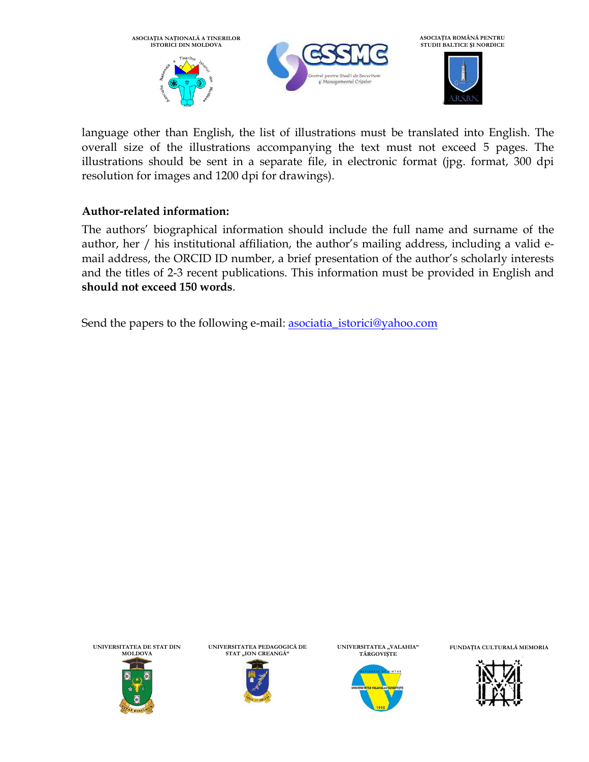language other than English, the list of illustrations must be translated into English. The overall size of the illustrations accompanying the text must not exceed 5 pages. The illustrations should be sent in a separate file, in electronic format (jpg. format, 300 dpi resolution for images and 1200 dpi for drawings).

**Author-related information:**

The authors' biographical information should include the full name and surname of the author, her / his institutional affiliation, the author's mailing address, including a valid e-mail address, the ORCID ID number, a brief presentation of the author's scholarly interests and the titles of 2-3 recent publications. This information must be provided in English and **should not exceed 150 words**.

Send the papers to the following e-mail: asociatia_istorici@yahoo.com